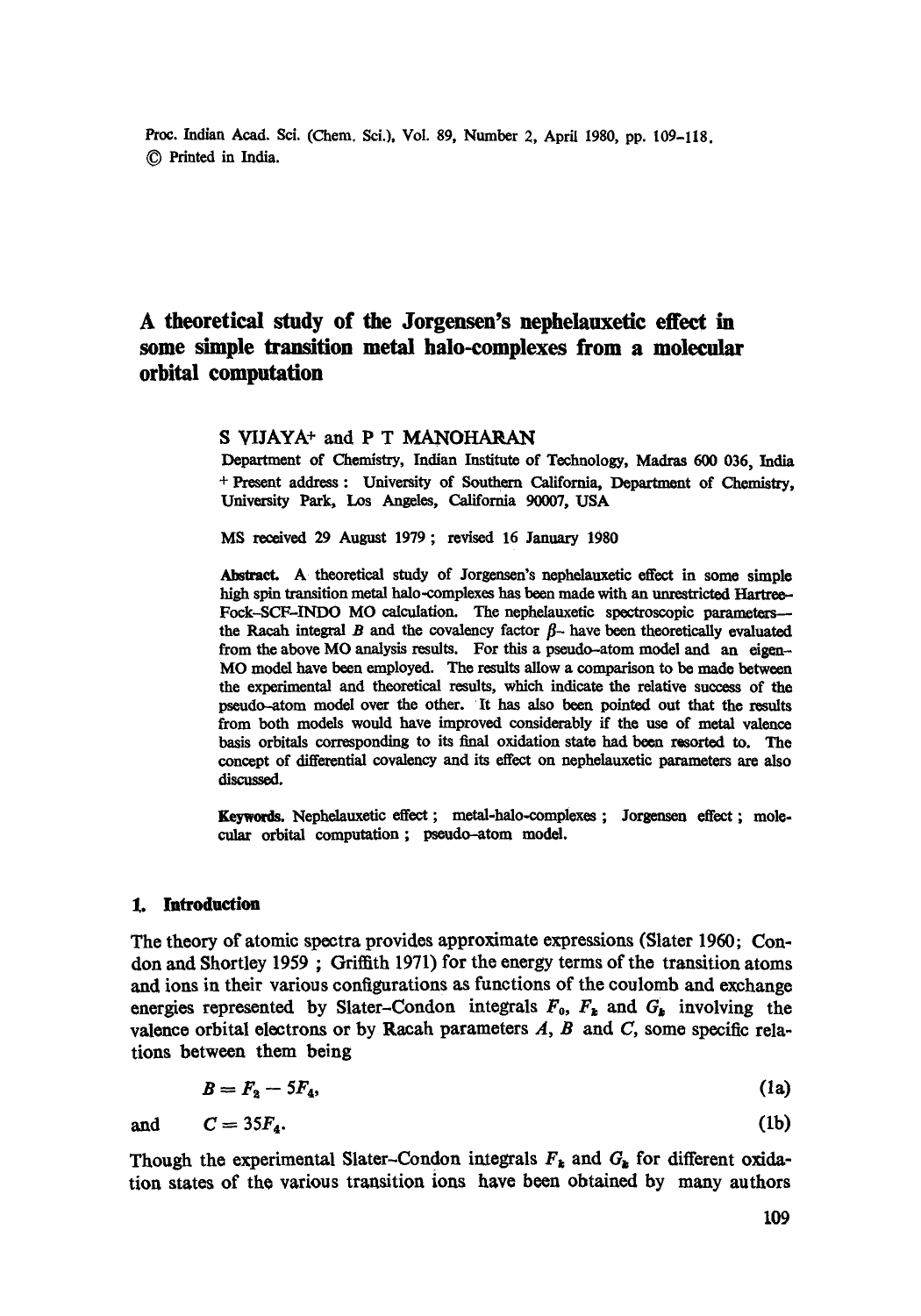# A theoretical study of the Jorgensen's nephelauxetic effect in some simple transition metal halo-complexes from a molecular orbital computation

S VIJAYA[+] and P T MANOHARAN

Department of Chemistry, Indian Institute of Technology, Madras 600 036, India
[+] Present address : University of Southern California, Department of Chemistry, University Park, Los Angeles, California 90007, USA

MS received 29 August 1979 ; revised 16 January 1980

**Abstract.** A theoretical study of Jorgensen's nephelauxetic effect in some simple high spin transition metal halo-complexes has been made with an unrestricted Hartree-Fock-SCF-INDO MO calculation. The nephelauxetic spectroscopic parameters— the Racah integral $B$ and the covalency factor $\beta$– have been theoretically evaluated from the above MO analysis results. For this a pseudo-atom model and an eigen-MO model have been employed. The results allow a comparison to be made between the experimental and theoretical results, which indicate the relative success of the pseudo-atom model over the other. It has also been pointed out that the results from both models would have improved considerably if the use of metal valence basis orbitals corresponding to its final oxidation state had been resorted to. The concept of differential covalency and its effect on nephelauxetic parameters are also discussed.

**Keywords.** Nephelauxetic effect ; metal-halo-complexes ; Jorgensen effect ; molecular orbital computation ; pseudo-atom model.

## 1. Introduction

The theory of atomic spectra provides approximate expressions (Slater 1960; Condon and Shortley 1959 ; Griffith 1971) for the energy terms of the transition atoms and ions in their various configurations as functions of the coulomb and exchange energies represented by Slater-Condon integrals $F_0$, $F_k$ and $G_k$ involving the valence orbital electrons or by Racah parameters $A$, $B$ and $C$, some specific relations between them being

$$B = F_2 - 5F_4, \tag{1a}$$

and

$$C = 35F_4. \tag{1b}$$

Though the experimental Slater-Condon integrals $F_k$ and $G_k$ for different oxidation states of the various transition ions have been obtained by many authors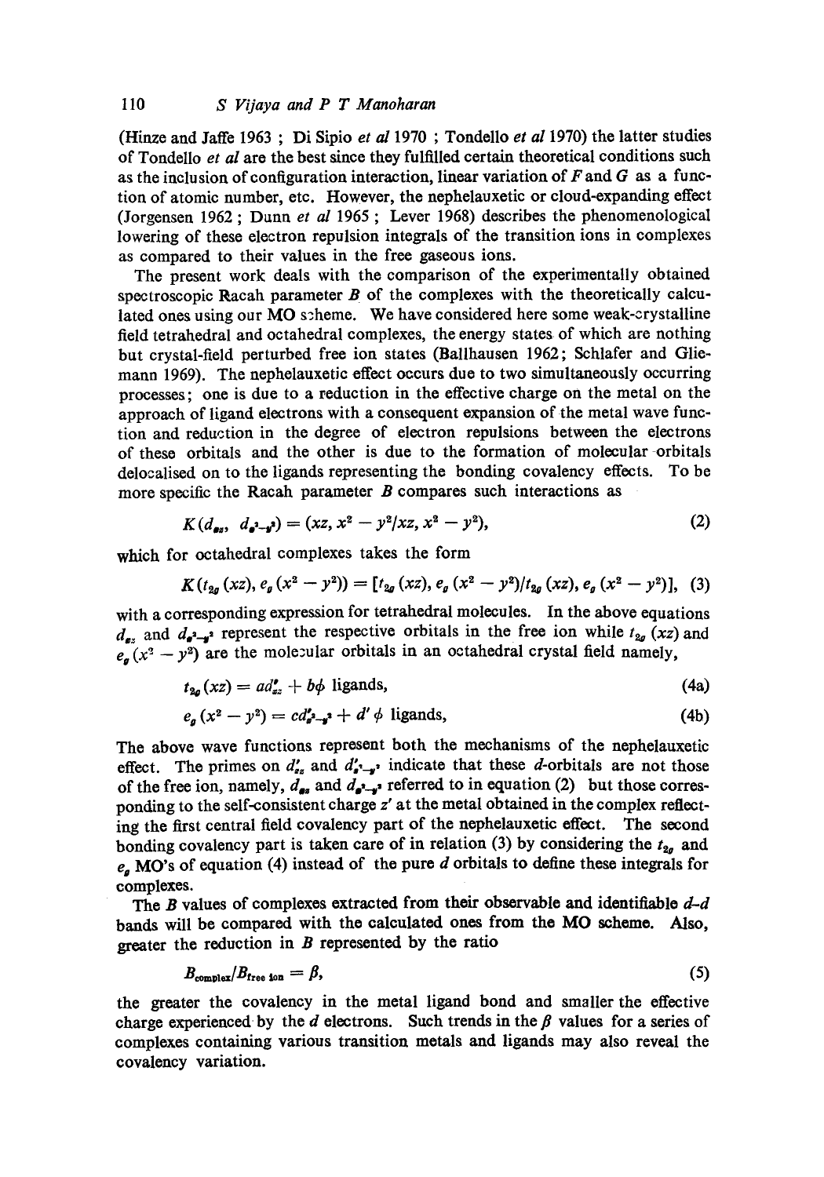(Hinze and Jaffe 1963 ; Di Sipio *et al* 1970 ; Tondello *et al* 1970) the latter studies of Tondello *et al* are the best since they fulfilled certain theoretical conditions such as the inclusion of configuration interaction, linear variation of $F$ and $G$ as a function of atomic number, etc. However, the nephelauxetic or cloud-expanding effect (Jorgensen 1962 ; Dunn *et al* 1965 ; Lever 1968) describes the phenomenological lowering of these electron repulsion integrals of the transition ions in complexes as compared to their values in the free gaseous ions.

The present work deals with the comparison of the experimentally obtained spectroscopic Racah parameter $B$ of the complexes with the theoretically calculated ones using our MO scheme. We have considered here some weak-crystalline field tetrahedral and octahedral complexes, the energy states of which are nothing but crystal-field perturbed free ion states (Ballhausen 1962; Schlafer and Gliemann 1969). The nephelauxetic effect occurs due to two simultaneously occurring processes; one is due to a reduction in the effective charge on the metal on the approach of ligand electrons with a consequent expansion of the metal wave function and reduction in the degree of electron repulsions between the electrons of these orbitals and the other is due to the formation of molecular orbitals delocalised on to the ligands representing the bonding covalency effects. To be more specific the Racah parameter $B$ compares such interactions as

$$K(d_{xz},\ d_{x^2-y^2}) = (xz, x^2 - y^2/xz, x^2 - y^2), \tag{2}$$

which for octahedral complexes takes the form

$$K(t_{2g}(xz), e_g(x^2 - y^2)) = [t_{2g}(xz), e_g(x^2 - y^2)/t_{2g}(xz), e_g(x^2 - y^2)], \tag{3}$$

with a corresponding expression for tetrahedral molecules. In the above equations $d_{xz}$ and $d_{x^2-y^2}$ represent the respective orbitals in the free ion while $t_{2g}(xz)$ and $e_g(x^2 - y^2)$ are the molecular orbitals in an octahedral crystal field namely,

$$t_{2g}(xz) = ad'_{xz} + b\phi \text{ ligands}, \tag{4a}$$

$$e_g(x^2 - y^2) = cd'_{x^2-y^2} + d'\phi \text{ ligands}, \tag{4b}$$

The above wave functions represent both the mechanisms of the nephelauxetic effect. The primes on $d'_{xz}$ and $d'_{x^2-y^2}$ indicate that these $d$-orbitals are not those of the free ion, namely, $d_{xz}$ and $d_{x^2-y^2}$ referred to in equation (2) but those corresponding to the self-consistent charge $z'$ at the metal obtained in the complex reflecting the first central field covalency part of the nephelauxetic effect. The second bonding covalency part is taken care of in relation (3) by considering the $t_{2g}$ and $e_g$ MO's of equation (4) instead of the pure $d$ orbitals to define these integrals for complexes.

The $B$ values of complexes extracted from their observable and identifiable $d$-$d$ bands will be compared with the calculated ones from the MO scheme. Also, greater the reduction in $B$ represented by the ratio

$$B_{\text{complex}}/B_{\text{free ion}} = \beta, \tag{5}$$

the greater the covalency in the metal ligand bond and smaller the effective charge experienced by the $d$ electrons. Such trends in the $\beta$ values for a series of complexes containing various transition metals and ligands may also reveal the covalency variation.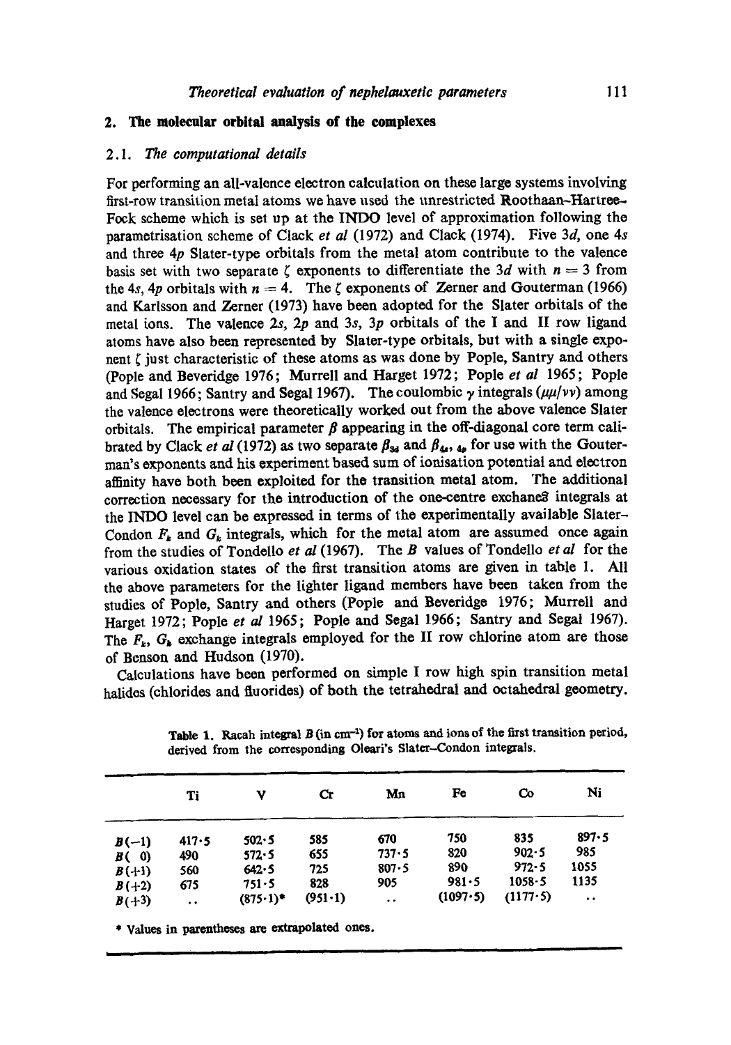## 2. The molecular orbital analysis of the complexes

### 2.1. *The computational details*

For performing an all-valence electron calculation on these large systems involving first-row transition metal atoms we have used the unrestricted Roothaan–Hartree–Fock scheme which is set up at the INDO level of approximation following the parametrisation scheme of Clack *et al* (1972) and Clack (1974). Five 3*d*, one 4*s* and three 4*p* Slater-type orbitals from the metal atom contribute to the valence basis set with two separate $\zeta$ exponents to differentiate the 3*d* with $n = 3$ from the 4*s*, 4*p* orbitals with $n = 4$. The $\zeta$ exponents of Zerner and Gouterman (1966) and Karlsson and Zerner (1973) have been adopted for the Slater orbitals of the metal ions. The valence 2*s*, 2*p* and 3*s*, 3*p* orbitals of the I and II row ligand atoms have also been represented by Slater-type orbitals, but with a single exponent $\zeta$ just characteristic of these atoms as was done by Pople, Santry and others (Pople and Beveridge 1976; Murrell and Harget 1972; Pople *et al* 1965; Pople and Segal 1966; Santry and Segal 1967). The coulombic $\gamma$ integrals $(\mu\mu/\nu\nu)$ among the valence electrons were theoretically worked out from the above valence Slater orbitals. The empirical parameter $\beta$ appearing in the off-diagonal core term calibrated by Clack *et al* (1972) as two separate $\beta_{3d}$ and $\beta_{4s,\,4p}$ for use with the Gouterman's exponents and his experiment based sum of ionisation potential and electron affinity have both been exploited for the transition metal atom. The additional correction necessary for the introduction of the one-centre exchange integrals at the INDO level can be expressed in terms of the experimentally available Slater–Condon $F_k$ and $G_k$ integrals, which for the metal atom are assumed once again from the studies of Tondello *et al* (1967). The *B* values of Tondello *et al* for the various oxidation states of the first transition atoms are given in table 1. All the above parameters for the lighter ligand members have been taken from the studies of Pople, Santry and others (Pople and Beveridge 1976; Murrell and Harget 1972; Pople *et al* 1965; Pople and Segal 1966; Santry and Segal 1967). The $F_k$, $G_k$ exchange integrals employed for the II row chlorine atom are those of Benson and Hudson (1970).

Calculations have been performed on simple I row high spin transition metal halides (chlorides and fluorides) of both the tetrahedral and octahedral geometry.

**Table 1.** Racah integral *B* (in cm$^{-1}$) for atoms and ions of the first transition period, derived from the corresponding Oleari's Slater–Condon integrals.

| | Ti | V | Cr | Mn | Fe | Co | Ni |
|---|---|---|---|---|---|---|---|
| $B(-1)$ | 417·5 | 502·5 | 585 | 670 | 750 | 835 | 897·5 |
| $B(\ 0)$ | 490 | 572·5 | 655 | 737·5 | 820 | 902·5 | 985 |
| $B(+1)$ | 560 | 642·5 | 725 | 807·5 | 890 | 972·5 | 1055 |
| $B(+2)$ | 675 | 751·5 | 828 | 905 | 981·5 | 1058·5 | 1135 |
| $B(+3)$ | .. | (875·1)* | (951·1) | .. | (1097·5) | (1177·5) | .. |

\* Values in parentheses are extrapolated ones.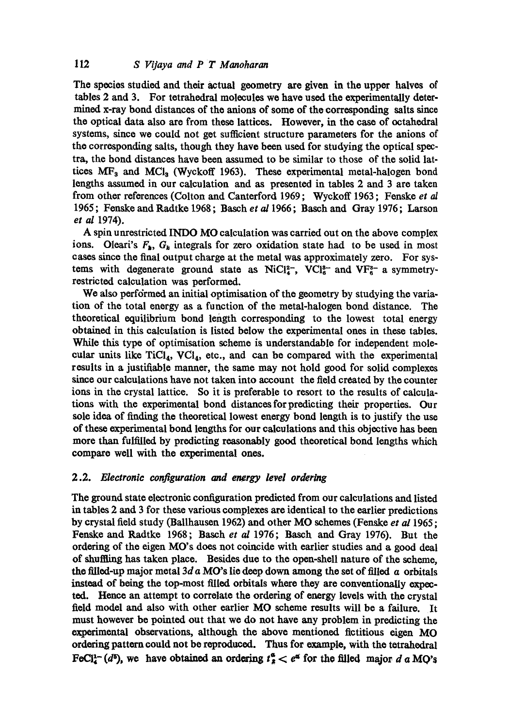The species studied and their actual geometry are given in the upper halves of tables 2 and 3. For tetrahedral molecules we have used the experimentally determined x-ray bond distances of the anions of some of the corresponding salts since the optical data also are from these lattices. However, in the case of octahedral systems, since we could not get sufficient structure parameters for the anions of the corresponding salts, though they have been used for studying the optical spectra, the bond distances have been assumed to be similar to those of the solid lattices $MF_3$ and $MCl_3$ (Wyckoff 1963). These experimental metal-halogen bond lengths assumed in our calculation and as presented in tables 2 and 3 are taken from other references (Colton and Canterford 1969; Wyckoff 1963; Fenske *et al* 1965; Fenske and Radtke 1968; Basch *et al* 1966; Basch and Gray 1976; Larson *et al* 1974).

A spin unrestricted INDO MO calculation was carried out on the above complex ions. Oleari's $F_k$, $G_k$ integrals for zero oxidation state had to be used in most cases since the final output charge at the metal was approximately zero. For systems with degenerate ground state as $NiCl_4^{2-}$, $VCl_6^{3-}$ and $VF_6^{3-}$ a symmetry-restricted calculation was performed.

We also performed an initial optimisation of the geometry by studying the variation of the total energy as a function of the metal-halogen bond distance. The theoretical equilibrium bond length corresponding to the lowest total energy obtained in this calculation is listed below the experimental ones in these tables. While this type of optimisation scheme is understandable for independent molecular units like $TiCl_4$, $VCl_4$, etc., and can be compared with the experimental results in a justifiable manner, the same may not hold good for solid complexes since our calculations have not taken into account the field created by the counter ions in the crystal lattice. So it is preferable to resort to the results of calculations with the experimental bond distances for predicting their properties. Our sole idea of finding the theoretical lowest energy bond length is to justify the use of these experimental bond lengths for our calculations and this objective has been more than fulfilled by predicting reasonably good theoretical bond lengths which compare well with the experimental ones.

## 2.2. *Electronic configuration and energy level ordering*

The ground state electronic configuration predicted from our calculations and listed in tables 2 and 3 for these various complexes are identical to the earlier predictions by crystal field study (Ballhausen 1962) and other MO schemes (Fenske *et al* 1965; Fenske and Radtke 1968; Basch *et al* 1976; Basch and Gray 1976). But the ordering of the eigen MO's does not coincide with earlier studies and a good deal of shuffling has taken place. Besides due to the open-shell nature of the scheme, the filled-up major metal 3*d* $a$ MO's lie deep down among the set of filled $a$ orbitals instead of being the top-most filled orbitals where they are conventionally expected. Hence an attempt to correlate the ordering of energy levels with the crystal field model and also with other earlier MO scheme results will be a failure. It must however be pointed out that we do not have any problem in predicting the experimental observations, although the above mentioned fictitious eigen MO ordering pattern could not be reproduced. Thus for example, with the tetrahedral $FeCl_4^{1-}$ ($d^5$), we have obtained an ordering $t_2^{\alpha} < e^{\alpha}$ for the filled major $d$ $a$ MO's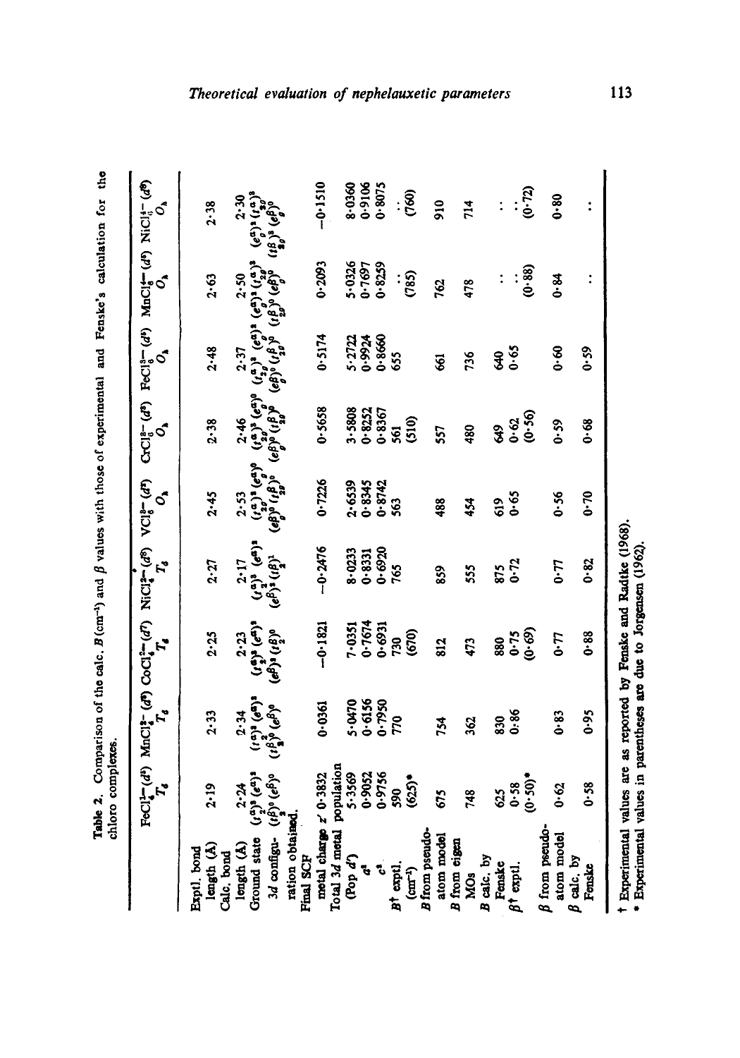**Table 2.** Comparison of the calc. $B$ (cm$^{-1}$) and $\beta$ values with those of experimental and Fenske's calculation for the chloro complexes.

| | $FeCl_4^{-}$ ($d^5$) $T_d$ | $MnCl_4^{2-}$ ($d^5$) $T_d$ | $CoCl_4^{2-}$ ($d^7$) $T_d$ | $NiCl_4^{2-}$ ($d^8$) $T_d$ | $VCl_6^{3-}$ ($d^2$) $O_h$ | $CrCl_6^{3-}$ ($d^3$) $O_h$ | $FeCl_6^{3-}$ ($d^5$) $O_h$ | $MnCl_6^{4-}$ ($d^5$) $O_h$ | $NiCl_6^{4-}$ ($d^8$) $O_h$ |
|---|---|---|---|---|---|---|---|---|---|
| Exptl. bond length (Å) | 2·19 | 2·33 | 2·25 | 2·27 | 2·45 | 2·38 | 2·48 | 2·63 | 2·38 |
| Calc. bond length (Å) | 2·24 | 2·34 | 2·23 | 2·17 | 2·53 | 2·46 | 2·37 | 2·50 | 2·30 |
| Ground state 3d configuration obtained | $(t_2^{\alpha})^3(e^{\alpha})^2$ $(t_2^{\beta})^0(e^{\beta})^0$ | $(t_2^{\alpha})^3(e^{\alpha})^2$ $(t_2^{\beta})^0(e^{\beta})^0$ | $(t_2^{\alpha})^3(e^{\alpha})^2$ $(e^{\beta})^2(t_2^{\beta})^0$ | $(t_2^{\alpha})^3(e^{\alpha})^2$ $(e^{\beta})^2(t_2^{\beta})^1$ | $(t_{2g}^{\alpha})^2(e_g^{\alpha})^0$ $(e_g^{\beta})^0(t_{2g}^{\beta})^0$ | $(t_{2g}^{\alpha})^3(e_g^{\alpha})^0$ $(e_g^{\beta})^0(t_{2g}^{\beta})^0$ | $(t_{2g}^{\alpha})^3(e_g^{\alpha})^2$ $(e_g^{\beta})^0(t_{2g}^{\beta})^0$ | $(e_g^{\alpha})^2(t_{2g}^{\alpha})^3$ $(t_{2g}^{\beta})^0(e_g^{\beta})^0$ | $(e_g^{\alpha})^2(t_{2g}^{\alpha})^3$ $(t_{2g}^{\beta})^3(e_g^{\beta})^0$ |
| Final SCF metal charge $z'$ | 0·3832 | 0·0361 | −0·1821 | −0·2476 | 0·7226 | 0·5658 | 0·5174 | 0·2093 | −0·1510 |
| Total 3d metal population (Pop $d^n$) | 5·3569 | 5·0470 | 7·0351 | 8·0233 | 2·6539 | 3·5808 | 5·2722 | 5·0326 | 8·0360 |
| $a^2$ | 0·9052 | 0·6156 | 0·7674 | 0·8331 | 0·8345 | 0·8252 | 0·9924 | 0·7697 | 0·9106 |
| $c^2$ | 0·9756 | 0·7950 | 0·6931 | 0·6920 | 0·8742 | 0·8367 | 0·8660 | 0·8259 | 0·8075 |
| $B$† exptl. (cm$^{-1}$) | 590 (625)* | 770 | 730 (670) | 765 | 563 | 561 (510) | 655 | .. (785) | .. (760) |
| $B$ from pseudo-atom model | 675 | 754 | 812 | 859 | 488 | 557 | 661 | 762 | 910 |
| $B$ from eigen MOs | 748 | 362 | 473 | 555 | 454 | 480 | 736 | 478 | 714 |
| $B$ calc. by Fenske | 625 | 830 | 880 | 875 | 619 | 649 | 640 | .. | .. |
| $\beta$† exptl. | 0·58 (0·50)* | 0·86 | 0·75 (0·69) | 0·72 | 0·65 | 0·62 (0·56) | 0·65 | .. (0·88) | .. (0·72) |
| $\beta$ from pseudo-atom model | 0·62 | 0·83 | 0·77 | 0·77 | 0·56 | 0·59 | 0·60 | 0·84 | 0·80 |
| $\beta$ calc. by Fenske | 0·58 | 0·95 | 0·88 | 0·82 | 0·70 | 0·68 | 0·59 | .. | .. |

† Experimental values are as reported by Fenske and Radtke (1968).
\* Experimental values in parentheses are due to Jorgensen (1962).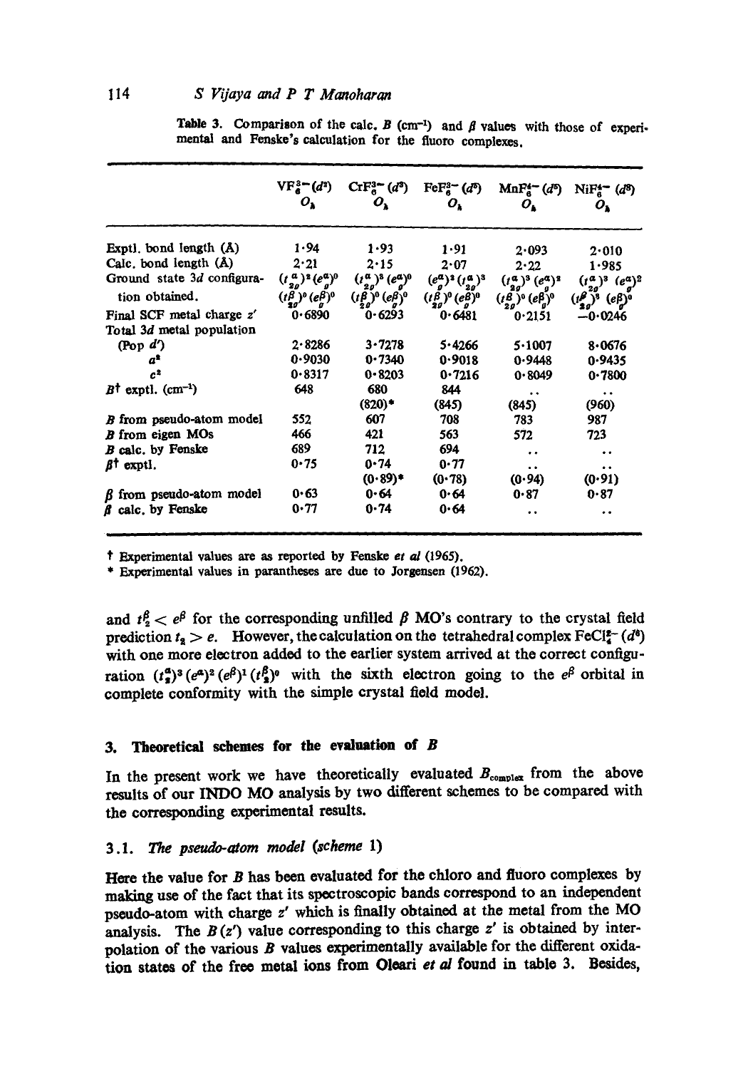Table 3. Comparison of the calc. $B$ ($cm^{-1}$) and $\beta$ values with those of experimental and Fenske's calculation for the fluoro complexes.

| | $VF_6^{3-}$ ($d^2$) $O_h$ | $CrF_6^{3-}$ ($d^3$) $O_h$ | $FeF_6^{3-}$ ($d^5$) $O_h$ | $MnF_6^{4-}$ ($d^5$) $O_h$ | $NiF_6^{4-}$ ($d^8$) $O_h$ |
|---|---|---|---|---|---|
| Exptl. bond length (Å) | 1·94 | 1·93 | 1·91 | 2·093 | 2·010 |
| Calc. bond length (Å) | 2·21 | 2·15 | 2·07 | 2·22 | 1·985 |
| Ground state 3$d$ configuration obtained. | $(t_{2g}^{\alpha})^2(e_g^{\alpha})^0$ $(t_{2g}^{\beta})^0(e_g^{\beta})^0$ | $(t_{2g}^{\alpha})^3(e_g^{\alpha})^0$ $(t_{2g}^{\beta})^0(e_g^{\beta})^0$ | $(e_g^{\alpha})^2(t_{2g}^{\alpha})^3$ $(t_{2g}^{\beta})^0(e_g^{\beta})^0$ | $(t_{2g}^{\alpha})^3(e_g^{\alpha})^2$ $(t_{2g}^{\beta})^0(e_g^{\beta})^0$ | $(t_{2g}^{\alpha})^3(e_g^{\alpha})^2$ $(t_{2g}^{\beta})^3(e_g^{\beta})^0$ |
| Final SCF metal charge $z'$ | 0·6890 | 0·6293 | 0·6481 | 0·2151 | −0·0246 |
| Total 3$d$ metal population (Pop $d'$) | 2·8286 | 3·7278 | 5·4266 | 5·1007 | 8·0676 |
| $a^2$ | 0·9030 | 0·7340 | 0·9018 | 0·9448 | 0·9435 |
| $c^2$ | 0·8317 | 0·8203 | 0·7216 | 0·8049 | 0·7800 |
| $B$† exptl. ($cm^{-1}$) | 648 | 680 (820)* | 844 (845) | .. (845) | .. (960) |
| $B$ from pseudo-atom model | 552 | 607 | 708 | 783 | 987 |
| $B$ from eigen MOs | 466 | 421 | 563 | 572 | 723 |
| $B$ calc. by Fenske | 689 | 712 | 694 | .. | .. |
| $\beta$† exptl. | 0·75 | 0·74 (0·89)* | 0·77 (0·78) | .. (0·94) | .. (0·91) |
| $\beta$ from pseudo-atom model | 0·63 | 0·64 | 0·64 | 0·87 | 0·87 |
| $\beta$ calc. by Fenske | 0·77 | 0·74 | 0·64 | .. | .. |

† Experimental values are as reported by Fenske *et al* (1965).
\* Experimental values in parantheses are due to Jorgensen (1962).

and $t_2^{\beta} < e^{\beta}$ for the corresponding unfilled $\beta$ MO's contrary to the crystal field prediction $t_2 > e$. However, the calculation on the tetrahedral complex $FeCl_4^{2-}$ ($d^6$) with one more electron added to the earlier system arrived at the correct configuration $(t_2^{\alpha})^3(e^{\alpha})^2(e^{\beta})^1(t_2^{\beta})^0$ with the sixth electron going to the $e^{\beta}$ orbital in complete conformity with the simple crystal field model.

## 3. Theoretical schemes for the evaluation of $B$

In the present work we have theoretically evaluated $B_{complex}$ from the above results of our INDO MO analysis by two different schemes to be compared with the corresponding experimental results.

### 3.1. *The pseudo-atom model (scheme 1)*

Here the value for $B$ has been evaluated for the chloro and fluoro complexes by making use of the fact that its spectroscopic bands correspond to an independent pseudo-atom with charge $z'$ which is finally obtained at the metal from the MO analysis. The $B(z')$ value corresponding to this charge $z'$ is obtained by interpolation of the various $B$ values experimentally available for the different oxidation states of the free metal ions from Oleari *et al* found in table 3. Besides,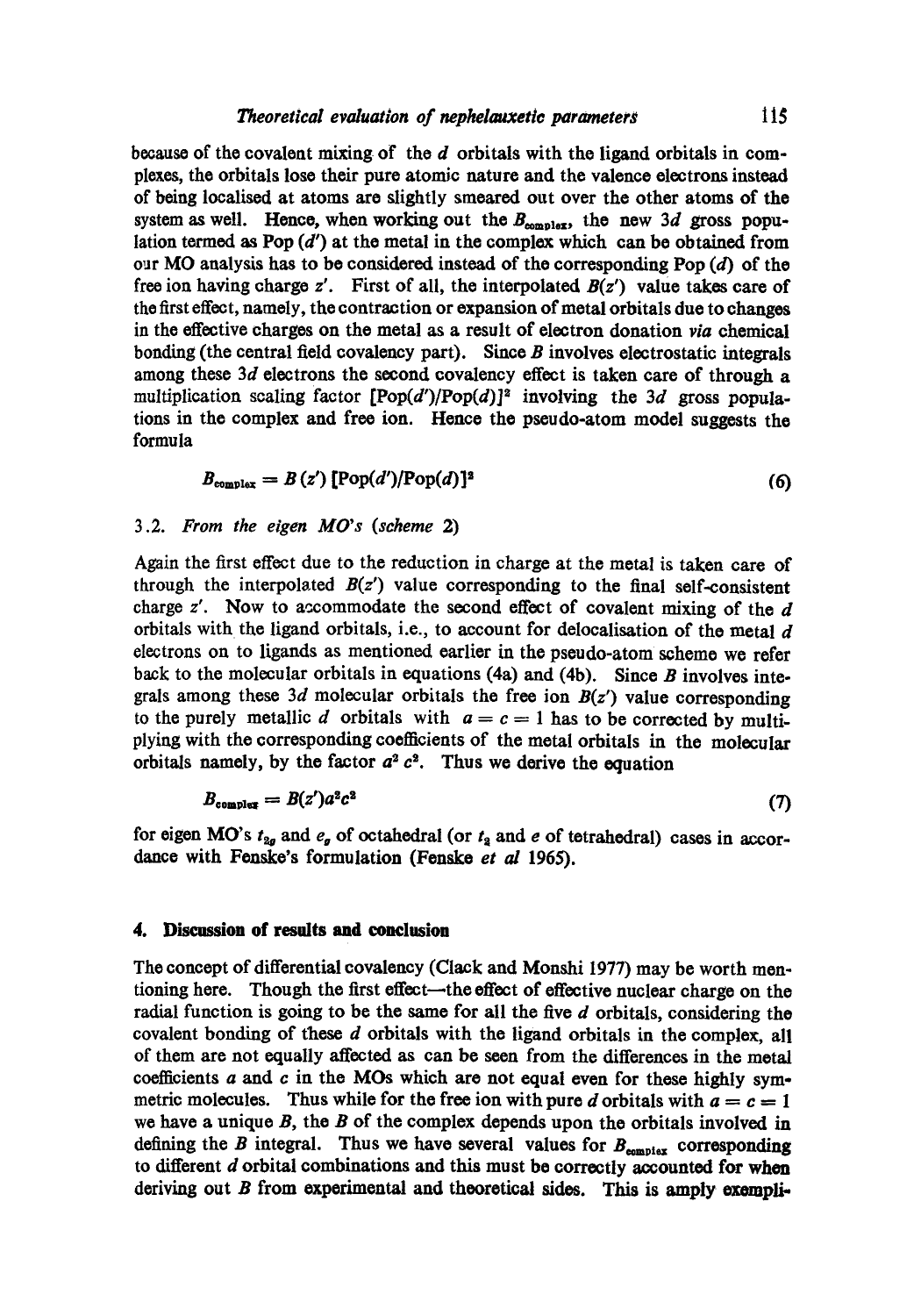because of the covalent mixing of the $d$ orbitals with the ligand orbitals in complexes, the orbitals lose their pure atomic nature and the valence electrons instead of being localised at atoms are slightly smeared out over the other atoms of the system as well. Hence, when working out the $B_{complex}$, the new $3d$ gross population termed as Pop ($d'$) at the metal in the complex which can be obtained from our MO analysis has to be considered instead of the corresponding Pop ($d$) of the free ion having charge $z'$. First of all, the interpolated $B(z')$ value takes care of the first effect, namely, the contraction or expansion of metal orbitals due to changes in the effective charges on the metal as a result of electron donation *via* chemical bonding (the central field covalency part). Since $B$ involves electrostatic integrals among these $3d$ electrons the second covalency effect is taken care of through a multiplication scaling factor $[\text{Pop}(d')/\text{Pop}(d)]^2$ involving the $3d$ gross populations in the complex and free ion. Hence the pseudo-atom model suggests the formula

$$B_{complex} = B(z')\,[\text{Pop}(d')/\text{Pop}(d)]^2 \tag{6}$$

### 3.2. *From the eigen MO's (scheme 2)*

Again the first effect due to the reduction in charge at the metal is taken care of through the interpolated $B(z')$ value corresponding to the final self-consistent charge $z'$. Now to accommodate the second effect of covalent mixing of the $d$ orbitals with the ligand orbitals, i.e., to account for delocalisation of the metal $d$ electrons on to ligands as mentioned earlier in the pseudo-atom scheme we refer back to the molecular orbitals in equations (4a) and (4b). Since $B$ involves integrals among these $3d$ molecular orbitals the free ion $B(z')$ value corresponding to the purely metallic $d$ orbitals with $a = c = 1$ has to be corrected by multiplying with the corresponding coefficients of the metal orbitals in the molecular orbitals namely, by the factor $a^2 c^2$. Thus we derive the equation

$$B_{complex} = B(z')a^2c^2 \tag{7}$$

for eigen MO's $t_{2g}$ and $e_g$ of octahedral (or $t_2$ and $e$ of tetrahedral) cases in accordance with Fenske's formulation (Fenske *et al* 1965).

## 4. Discussion of results and conclusion

The concept of differential covalency (Clack and Monshi 1977) may be worth mentioning here. Though the first effect—the effect of effective nuclear charge on the radial function is going to be the same for all the five $d$ orbitals, considering the covalent bonding of these $d$ orbitals with the ligand orbitals in the complex, all of them are not equally affected as can be seen from the differences in the metal coefficients $a$ and $c$ in the MOs which are not equal even for these highly symmetric molecules. Thus while for the free ion with pure $d$ orbitals with $a = c = 1$ we have a unique $B$, the $B$ of the complex depends upon the orbitals involved in defining the $B$ integral. Thus we have several values for $B_{complex}$ corresponding to different $d$ orbital combinations and this must be correctly accounted for when deriving out $B$ from experimental and theoretical sides. This is amply exempli-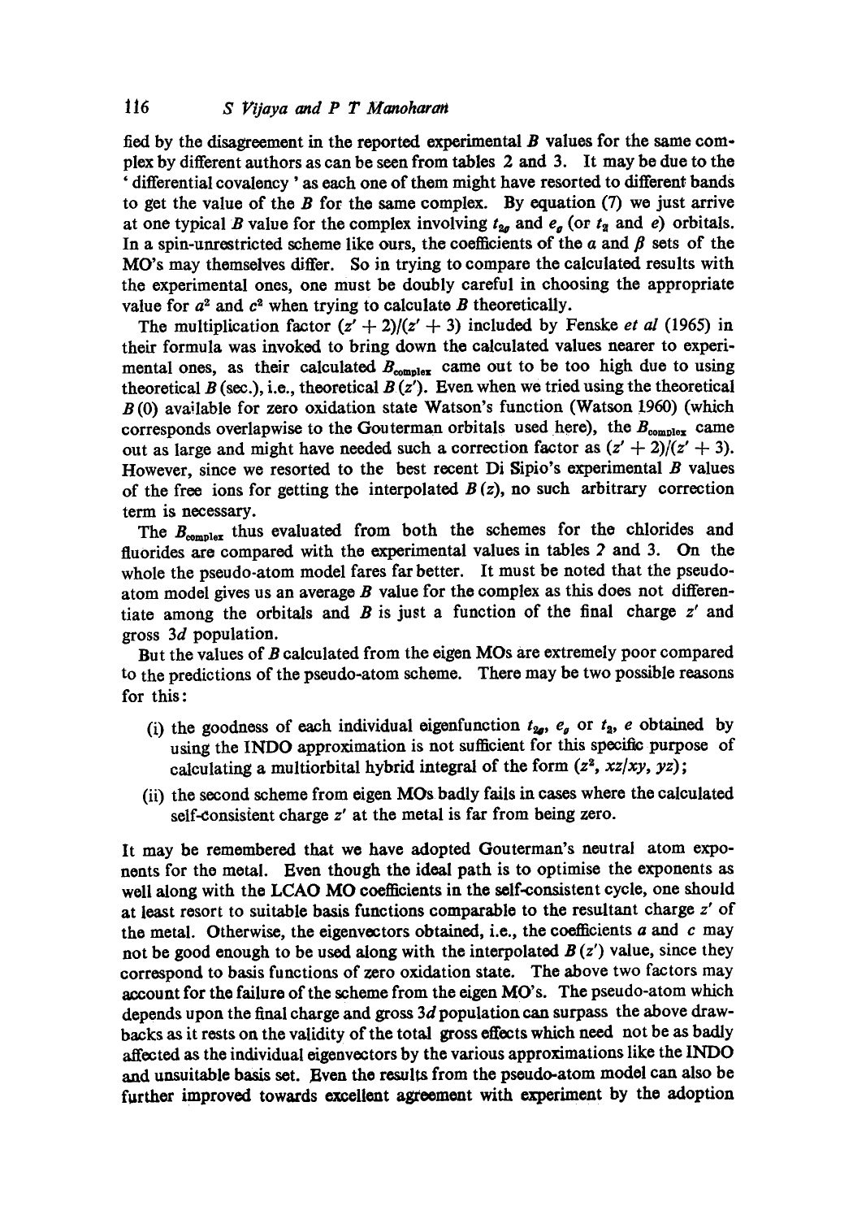fied by the disagreement in the reported experimental $B$ values for the same complex by different authors as can be seen from tables 2 and 3. It may be due to the 'differential covalency' as each one of them might have resorted to different bands to get the value of the $B$ for the same complex. By equation (7) we just arrive at one typical $B$ value for the complex involving $t_{2g}$ and $e_g$ (or $t_2$ and $e$) orbitals. In a spin-unrestricted scheme like ours, the coefficients of the $a$ and $\beta$ sets of the MO's may themselves differ. So in trying to compare the calculated results with the experimental ones, one must be doubly careful in choosing the appropriate value for $a^2$ and $c^2$ when trying to calculate $B$ theoretically.

The multiplication factor $(z' + 2)/(z' + 3)$ included by Fenske *et al* (1965) in their formula was invoked to bring down the calculated values nearer to experimental ones, as their calculated $B_{\text{complex}}$ came out to be too high due to using theoretical $B$ (sec.), i.e., theoretical $B(z')$. Even when we tried using the theoretical $B(0)$ available for zero oxidation state Watson's function (Watson 1960) (which corresponds overlapwise to the Gouterman orbitals used here), the $B_{\text{complex}}$ came out as large and might have needed such a correction factor as $(z' + 2)/(z' + 3)$. However, since we resorted to the best recent Di Sipio's experimental $B$ values of the free ions for getting the interpolated $B(z)$, no such arbitrary correction term is necessary.

The $B_{\text{complex}}$ thus evaluated from both the schemes for the chlorides and fluorides are compared with the experimental values in tables 2 and 3. On the whole the pseudo-atom model fares far better. It must be noted that the pseudo-atom model gives us an average $B$ value for the complex as this does not differentiate among the orbitals and $B$ is just a function of the final charge $z'$ and gross $3d$ population.

But the values of $B$ calculated from the eigen MOs are extremely poor compared to the predictions of the pseudo-atom scheme. There may be two possible reasons for this:

(i) the goodness of each individual eigenfunction $t_{2g}$, $e_g$ or $t_2$, $e$ obtained by using the INDO approximation is not sufficient for this specific purpose of calculating a multiorbital hybrid integral of the form $(z^2, xz/xy, yz)$;

(ii) the second scheme from eigen MOs badly fails in cases where the calculated self-consistent charge $z'$ at the metal is far from being zero.

It may be remembered that we have adopted Gouterman's neutral atom exponents for the metal. Even though the ideal path is to optimise the exponents as well along with the LCAO MO coefficients in the self-consistent cycle, one should at least resort to suitable basis functions comparable to the resultant charge $z'$ of the metal. Otherwise, the eigenvectors obtained, i.e., the coefficients $a$ and $c$ may not be good enough to be used along with the interpolated $B(z')$ value, since they correspond to basis functions of zero oxidation state. The above two factors may account for the failure of the scheme from the eigen MO's. The pseudo-atom which depends upon the final charge and gross $3d$ population can surpass the above drawbacks as it rests on the validity of the total gross effects which need not be as badly affected as the individual eigenvectors by the various approximations like the INDO and unsuitable basis set. Even the results from the pseudo-atom model can also be further improved towards excellent agreement with experiment by the adoption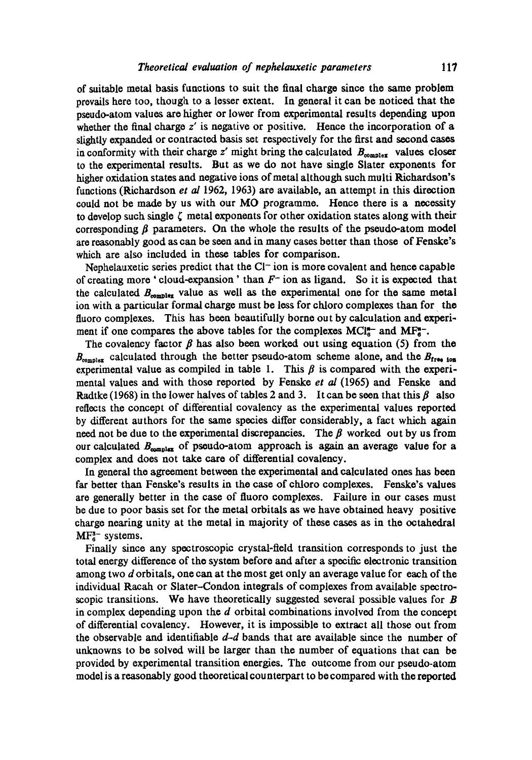of suitable metal basis functions to suit the final charge since the same problem prevails here too, though to a lesser extent. In general it can be noticed that the pseudo-atom values are higher or lower from experimental results depending upon whether the final charge $z'$ is negative or positive. Hence the incorporation of a slightly expanded or contracted basis set respectively for the first and second cases in conformity with their charge $z'$ might bring the calculated $B_{complex}$ values closer to the experimental results. But as we do not have single Slater exponents for higher oxidation states and negative ions of metal although such multi Richardson's functions (Richardson *et al* 1962, 1963) are available, an attempt in this direction could not be made by us with our MO programme. Hence there is a necessity to develop such single $\zeta$ metal exponents for other oxidation states along with their corresponding $\beta$ parameters. On the whole the results of the pseudo-atom model are reasonably good as can be seen and in many cases better than those of Fenske's which are also included in these tables for comparison.

Nephelauxetic series predict that the $Cl^-$ ion is more covalent and hence capable of creating more 'cloud-expansion' than $F^-$ ion as ligand. So it is expected that the calculated $B_{complex}$ value as well as the experimental one for the same metal ion with a particular formal charge must be less for chloro complexes than for the fluoro complexes. This has been beautifully borne out by calculation and experiment if one compares the above tables for the complexes $MCl_6^{n-}$ and $MF_6^{n-}$.

The covalency factor $\beta$ has also been worked out using equation (5) from the $B_{complex}$ calculated through the better pseudo-atom scheme alone, and the $B_{free\ ion}$ experimental value as compiled in table 1. This $\beta$ is compared with the experimental values and with those reported by Fenske *et al* (1965) and Fenske and Radtke (1968) in the lower halves of tables 2 and 3. It can be seen that this $\beta$ also reflects the concept of differential covalency as the experimental values reported by different authors for the same species differ considerably, a fact which again need not be due to the experimental discrepancies. The $\beta$ worked out by us from our calculated $B_{complex}$ of pseudo-atom approach is again an average value for a complex and does not take care of differential covalency.

In general the agreement between the experimental and calculated ones has been far better than Fenske's results in the case of chloro complexes. Fenske's values are generally better in the case of fluoro complexes. Failure in our cases must be due to poor basis set for the metal orbitals as we have obtained heavy positive charge nearing unity at the metal in majority of these cases as in the octahedral $MF_6^{3-}$ systems.

Finally since any spectroscopic crystal-field transition corresponds to just the total energy difference of the system before and after a specific electronic transition among two $d$ orbitals, one can at the most get only an average value for each of the individual Racah or Slater–Condon integrals of complexes from available spectroscopic transitions. We have theoretically suggested several possible values for $B$ in complex depending upon the $d$ orbital combinations involved from the concept of differential covalency. However, it is impossible to extract all those out from the observable and identifiable $d$–$d$ bands that are available since the number of unknowns to be solved will be larger than the number of equations that can be provided by experimental transition energies. The outcome from our pseudo-atom model is a reasonably good theoretical counterpart to be compared with the reported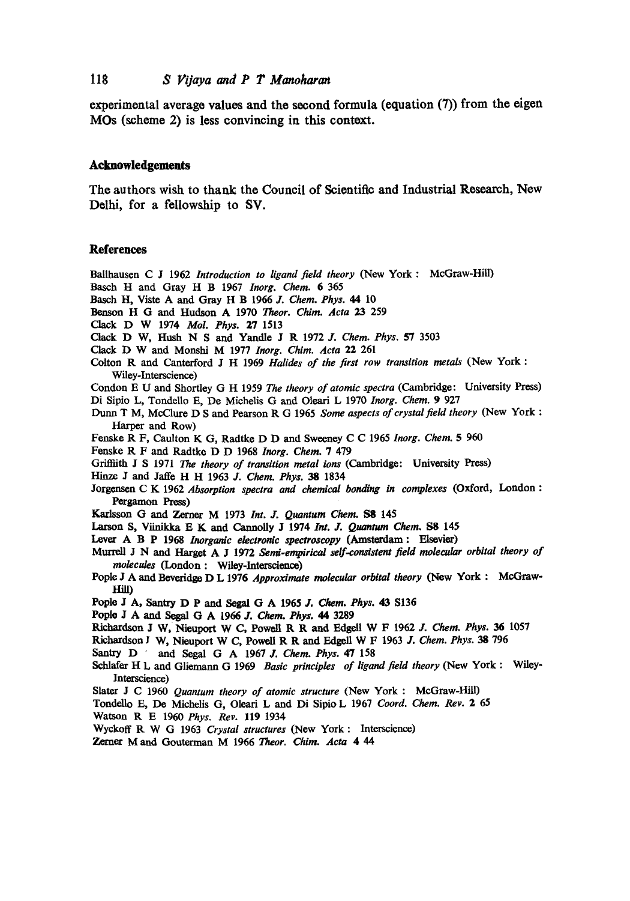experimental average values and the second formula (equation (7)) from the eigen MOs (scheme 2) is less convincing in this context.

## Acknowledgements

The authors wish to thank the Council of Scientific and Industrial Research, New Delhi, for a fellowship to SV.

## References

Ballhausen C J 1962 *Introduction to ligand field theory* (New York : McGraw-Hill)

Basch H and Gray H B 1967 *Inorg. Chem.* **6** 365

Basch H, Viste A and Gray H B 1966 *J. Chem. Phys.* **44** 10

Benson H G and Hudson A 1970 *Theor. Chim. Acta* **23** 259

Clack D W 1974 *Mol. Phys.* **27** 1513

Clack D W, Hush N S and Yandle J R 1972 *J. Chem. Phys.* **57** 3503

Clack D W and Monshi M 1977 *Inorg. Chim. Acta* **22** 261

Colton R and Canterford J H 1969 *Halides of the first row transition metals* (New York : Wiley-Interscience)

Condon E U and Shortley G H 1959 *The theory of atomic spectra* (Cambridge: University Press)

Di Sipio L, Tondello E, De Michelis G and Oleari L 1970 *Inorg. Chem.* **9** 927

Dunn T M, McClure D S and Pearson R G 1965 *Some aspects of crystal field theory* (New York : Harper and Row)

Fenske R F, Caulton K G, Radtke D D and Sweeney C C 1965 *Inorg. Chem.* **5** 960

Fenske R F and Radtke D D 1968 *Inorg. Chem.* **7** 479

Griffiith J S 1971 *The theory of transition metal ions* (Cambridge: University Press)

Hinze J and Jaffe H H 1963 *J. Chem. Phys.* **38** 1834

Jorgensen C K 1962 *Absorption spectra and chemical bonding in complexes* (Oxford, London : Pergamon Press)

Karlsson G and Zerner M 1973 *Int. J. Quantum Chem.* **S8** 145

Larson S, Viinikka E K and Cannolly J 1974 *Int. J. Quantum Chem.* **S8** 145

Lever A B P 1968 *Inorganic electronic spectroscopy* (Amsterdam : Elsevier)

Murrell J N and Harget A J 1972 *Semi-empirical self-consistent field molecular orbital theory of molecules* (London : Wiley-Interscience)

Pople J A and Beveridge D L 1976 *Approximate molecular orbital theory* (New York : McGraw-Hill)

Pople J A, Santry D P and Segal G A 1965 *J. Chem. Phys.* **43** S136

Pople J A and Segal G A 1966 *J. Chem. Phys.* **44** 3289

Richardson J W, Nieuport W C, Powell R R and Edgell W F 1962 *J. Chem. Phys.* **36** 1057

Richardson J W, Nieuport W C, Powell R R and Edgell W F 1963 *J. Chem. Phys.* **38** 796

Santry D ' and Segal G A 1967 *J. Chem. Phys.* **47** 158

Schlafer H L and Gliemann G 1969 *Basic principles of ligand field theory* (New York : Wiley-Interscience)

Slater J C 1960 *Quantum theory of atomic structure* (New York : McGraw-Hill)

Tondello E, De Michelis G, Oleari L and Di Sipio L 1967 *Coord. Chem. Rev.* **2** 65

Watson R E 1960 *Phys. Rev.* **119** 1934

Wyckoff R W G 1963 *Crystal structures* (New York : Interscience)

Zerner M and Gouterman M 1966 *Theor. Chim. Acta* **4** 44